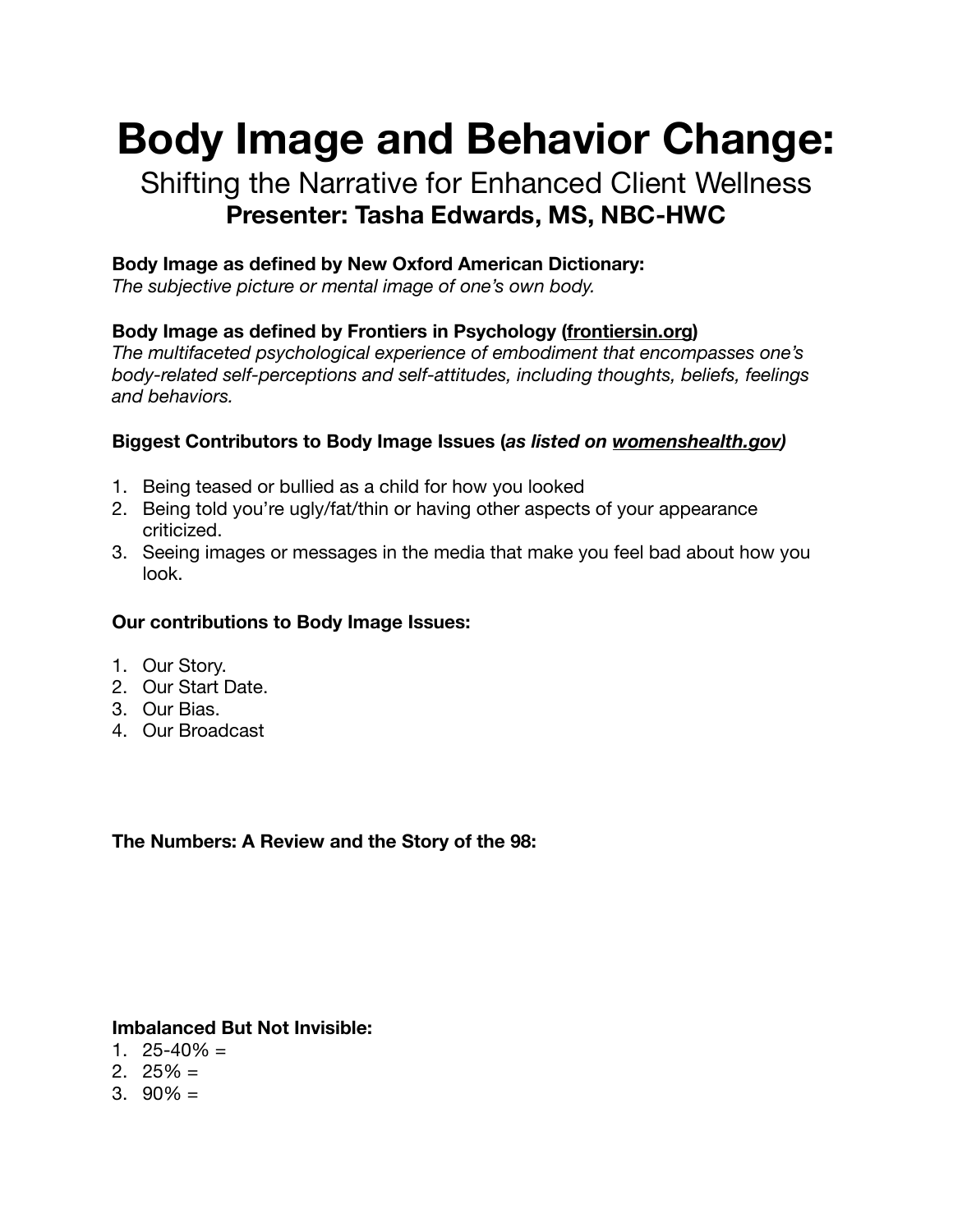# Body Image and Behavior Change:

## Shifting the Narrative for Enhanced Client Wellness

### Presenter: Tasha Edwards, MS, NBC-HWC

**Body Image as defined by New Oxford American Dictionary:**
*The subjective picture or mental image of one's own body.*

**Body Image as defined by Frontiers in Psychology (frontiersin.org)**
*The multifaceted psychological experience of embodiment that encompasses one's body-related self-perceptions and self-attitudes, including thoughts, beliefs, feelings and behaviors.*

**Biggest Contributors to Body Image Issues (*as listed on womenshealth.gov*)**

1. Being teased or bullied as a child for how you looked
2. Being told you're ugly/fat/thin or having other aspects of your appearance criticized.
3. Seeing images or messages in the media that make you feel bad about how you look.

**Our contributions to Body Image Issues:**

1. Our Story.
2. Our Start Date.
3. Our Bias.
4. Our Broadcast

**The Numbers: A Review and the Story of the 98:**

**Imbalanced But Not Invisible:**

1. 25-40% =
2. 25% =
3. 90% =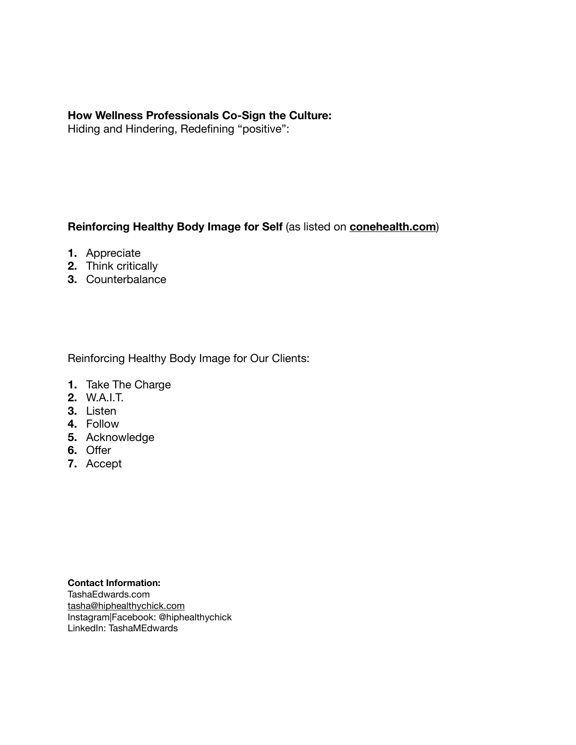**How Wellness Professionals Co-Sign the Culture:**
Hiding and Hindering, Redefining “positive”:

**Reinforcing Healthy Body Image for Self** (as listed on **conehealth.com**)

1. Appreciate
2. Think critically
3. Counterbalance

Reinforcing Healthy Body Image for Our Clients:

1. Take The Charge
2. W.A.I.T.
3. Listen
4. Follow
5. Acknowledge
6. Offer
7. Accept

**Contact Information:**
TashaEdwards.com
tasha@hiphealthychick.com
Instagram|Facebook: @hiphealthychick
LinkedIn: TashaMEdwards